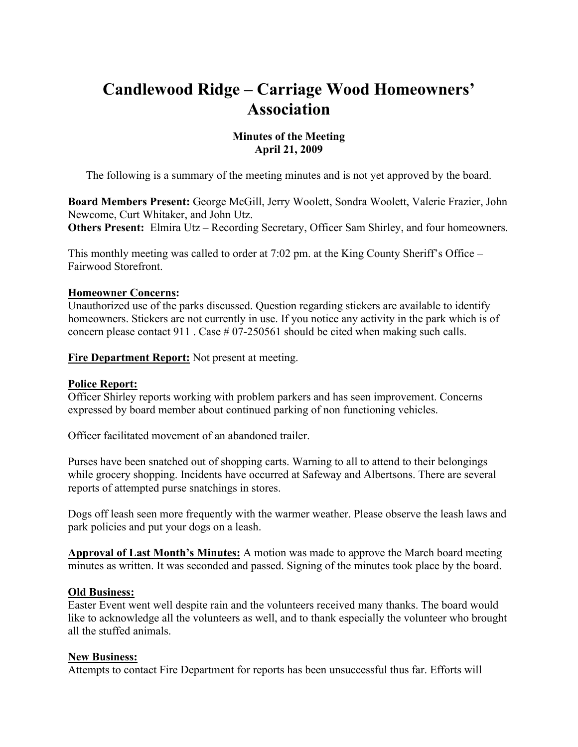# Candlewood Ridge – Carriage Wood Homeowners' Association

**Minutes of the Meeting**
**April 21, 2009**

The following is a summary of the meeting minutes and is not yet approved by the board.

**Board Members Present:** George McGill, Jerry Woolett, Sondra Woolett, Valerie Frazier, John Newcome, Curt Whitaker, and John Utz.
**Others Present:** Elmira Utz – Recording Secretary, Officer Sam Shirley, and four homeowners.

This monthly meeting was called to order at 7:02 pm. at the King County Sheriff's Office – Fairwood Storefront.

**Homeowner Concerns:**
Unauthorized use of the parks discussed. Question regarding stickers are available to identify homeowners. Stickers are not currently in use. If you notice any activity in the park which is of concern please contact 911 . Case # 07-250561 should be cited when making such calls.

**Fire Department Report:** Not present at meeting.

**Police Report:**
Officer Shirley reports working with problem parkers and has seen improvement. Concerns expressed by board member about continued parking of non functioning vehicles.

Officer facilitated movement of an abandoned trailer.

Purses have been snatched out of shopping carts. Warning to all to attend to their belongings while grocery shopping. Incidents have occurred at Safeway and Albertsons. There are several reports of attempted purse snatchings in stores.

Dogs off leash seen more frequently with the warmer weather. Please observe the leash laws and park policies and put your dogs on a leash.

**Approval of Last Month's Minutes:** A motion was made to approve the March board meeting minutes as written. It was seconded and passed. Signing of the minutes took place by the board.

**Old Business:**
Easter Event went well despite rain and the volunteers received many thanks. The board would like to acknowledge all the volunteers as well, and to thank especially the volunteer who brought all the stuffed animals.

**New Business:**
Attempts to contact Fire Department for reports has been unsuccessful thus far. Efforts will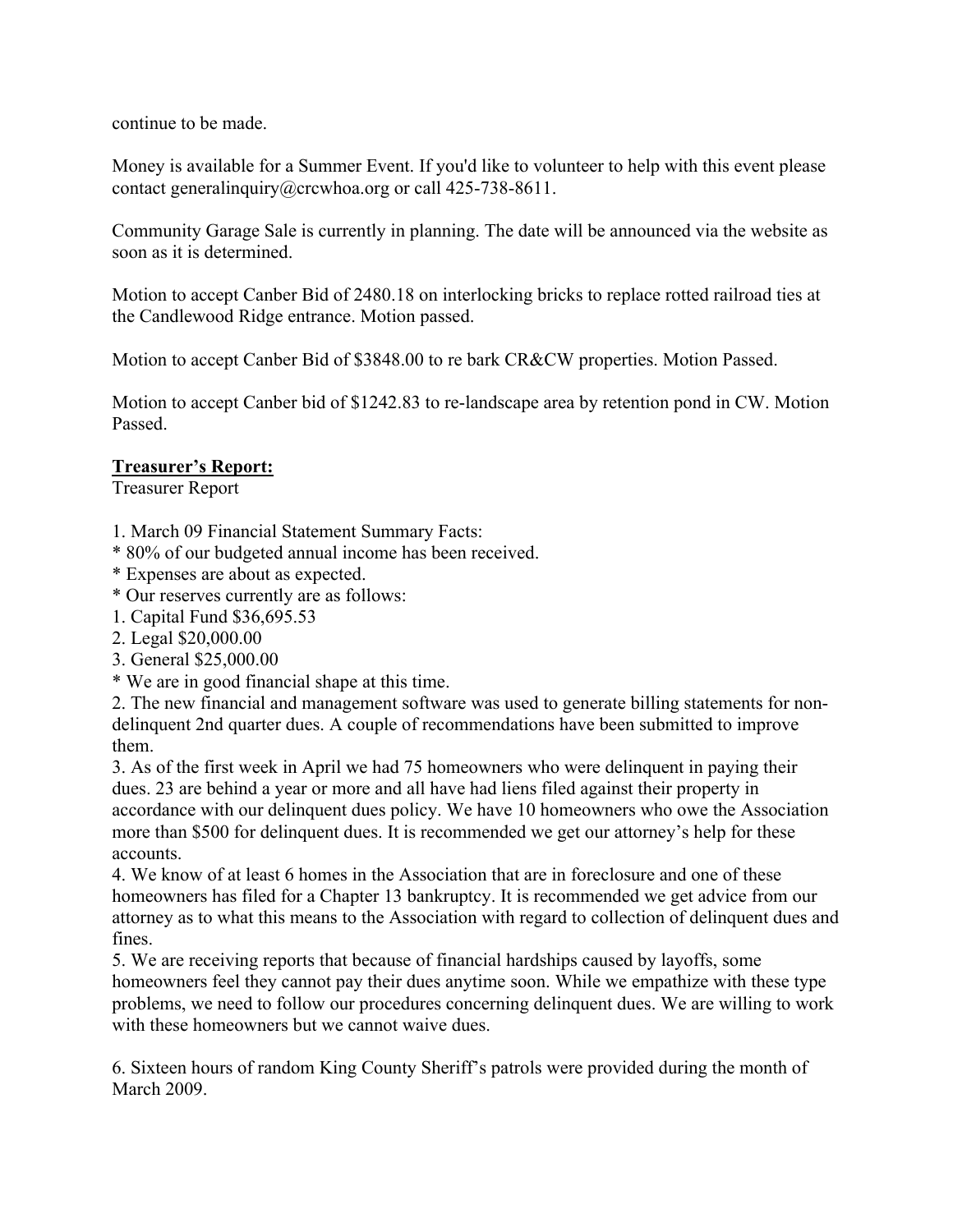continue to be made.

Money is available for a Summer Event. If you'd like to volunteer to help with this event please contact generalinquiry@crcwhoa.org or call 425-738-8611.

Community Garage Sale is currently in planning. The date will be announced via the website as soon as it is determined.

Motion to accept Canber Bid of 2480.18 on interlocking bricks to replace rotted railroad ties at the Candlewood Ridge entrance. Motion passed.

Motion to accept Canber Bid of $3848.00 to re bark CR&CW properties. Motion Passed.

Motion to accept Canber bid of $1242.83 to re-landscape area by retention pond in CW. Motion Passed.

**Treasurer's Report:**

Treasurer Report

1. March 09 Financial Statement Summary Facts:
* 80% of our budgeted annual income has been received.
* Expenses are about as expected.
* Our reserves currently are as follows:
1. Capital Fund $36,695.53
2. Legal $20,000.00
3. General $25,000.00
* We are in good financial shape at this time.
2. The new financial and management software was used to generate billing statements for non-delinquent 2nd quarter dues. A couple of recommendations have been submitted to improve them.
3. As of the first week in April we had 75 homeowners who were delinquent in paying their dues. 23 are behind a year or more and all have had liens filed against their property in accordance with our delinquent dues policy. We have 10 homeowners who owe the Association more than $500 for delinquent dues. It is recommended we get our attorney's help for these accounts.
4. We know of at least 6 homes in the Association that are in foreclosure and one of these homeowners has filed for a Chapter 13 bankruptcy. It is recommended we get advice from our attorney as to what this means to the Association with regard to collection of delinquent dues and fines.
5. We are receiving reports that because of financial hardships caused by layoffs, some homeowners feel they cannot pay their dues anytime soon. While we empathize with these type problems, we need to follow our procedures concerning delinquent dues. We are willing to work with these homeowners but we cannot waive dues.

6. Sixteen hours of random King County Sheriff's patrols were provided during the month of March 2009.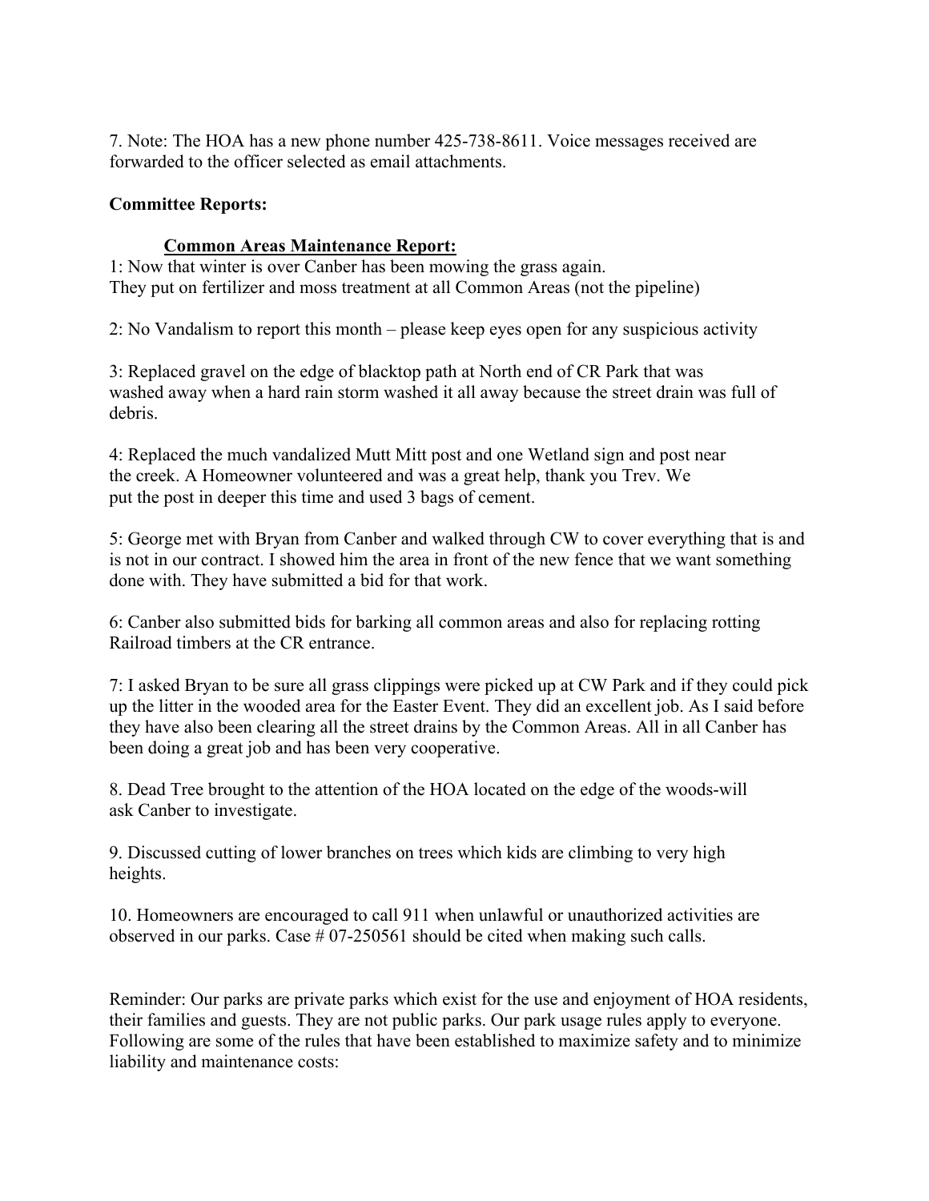7. Note: The HOA has a new phone number 425-738-8611. Voice messages received are forwarded to the officer selected as email attachments.

**Committee Reports:**

**<u>Common Areas Maintenance Report:</u>**

1: Now that winter is over Canber has been mowing the grass again. They put on fertilizer and moss treatment at all Common Areas (not the pipeline)

2: No Vandalism to report this month – please keep eyes open for any suspicious activity

3: Replaced gravel on the edge of blacktop path at North end of CR Park that was washed away when a hard rain storm washed it all away because the street drain was full of debris.

4: Replaced the much vandalized Mutt Mitt post and one Wetland sign and post near the creek. A Homeowner volunteered and was a great help, thank you Trev. We put the post in deeper this time and used 3 bags of cement.

5: George met with Bryan from Canber and walked through CW to cover everything that is and is not in our contract. I showed him the area in front of the new fence that we want something done with. They have submitted a bid for that work.

6: Canber also submitted bids for barking all common areas and also for replacing rotting Railroad timbers at the CR entrance.

7: I asked Bryan to be sure all grass clippings were picked up at CW Park and if they could pick up the litter in the wooded area for the Easter Event. They did an excellent job. As I said before they have also been clearing all the street drains by the Common Areas. All in all Canber has been doing a great job and has been very cooperative.

8. Dead Tree brought to the attention of the HOA located on the edge of the woods-will ask Canber to investigate.

9. Discussed cutting of lower branches on trees which kids are climbing to very high heights.

10. Homeowners are encouraged to call 911 when unlawful or unauthorized activities are observed in our parks. Case # 07-250561 should be cited when making such calls.

Reminder: Our parks are private parks which exist for the use and enjoyment of HOA residents, their families and guests. They are not public parks. Our park usage rules apply to everyone. Following are some of the rules that have been established to maximize safety and to minimize liability and maintenance costs: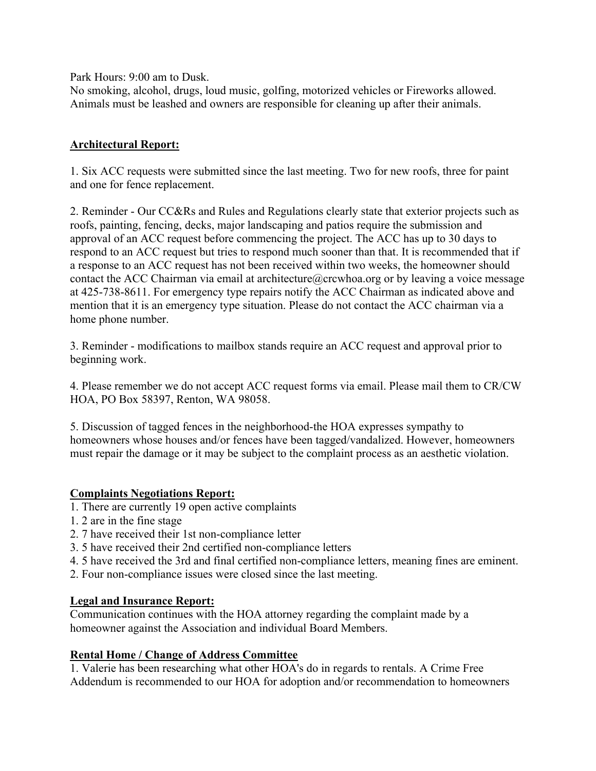Park Hours: 9:00 am to Dusk.
No smoking, alcohol, drugs, loud music, golfing, motorized vehicles or Fireworks allowed. Animals must be leashed and owners are responsible for cleaning up after their animals.

**Architectural Report:**

1. Six ACC requests were submitted since the last meeting. Two for new roofs, three for paint and one for fence replacement.

2. Reminder - Our CC&Rs and Rules and Regulations clearly state that exterior projects such as roofs, painting, fencing, decks, major landscaping and patios require the submission and approval of an ACC request before commencing the project. The ACC has up to 30 days to respond to an ACC request but tries to respond much sooner than that. It is recommended that if a response to an ACC request has not been received within two weeks, the homeowner should contact the ACC Chairman via email at architecture@crcwhoa.org or by leaving a voice message at 425-738-8611. For emergency type repairs notify the ACC Chairman as indicated above and mention that it is an emergency type situation. Please do not contact the ACC chairman via a home phone number.

3. Reminder - modifications to mailbox stands require an ACC request and approval prior to beginning work.

4. Please remember we do not accept ACC request forms via email. Please mail them to CR/CW HOA, PO Box 58397, Renton, WA 98058.

5. Discussion of tagged fences in the neighborhood-the HOA expresses sympathy to homeowners whose houses and/or fences have been tagged/vandalized. However, homeowners must repair the damage or it may be subject to the complaint process as an aesthetic violation.

**Complaints Negotiations Report:**

1. There are currently 19 open active complaints
   1. 2 are in the fine stage
   2. 7 have received their 1st non-compliance letter
   3. 5 have received their 2nd certified non-compliance letters
   4. 5 have received the 3rd and final certified non-compliance letters, meaning fines are eminent.
2. Four non-compliance issues were closed since the last meeting.

**Legal and Insurance Report:**

Communication continues with the HOA attorney regarding the complaint made by a homeowner against the Association and individual Board Members.

**Rental Home / Change of Address Committee**

1. Valerie has been researching what other HOA's do in regards to rentals. A Crime Free Addendum is recommended to our HOA for adoption and/or recommendation to homeowners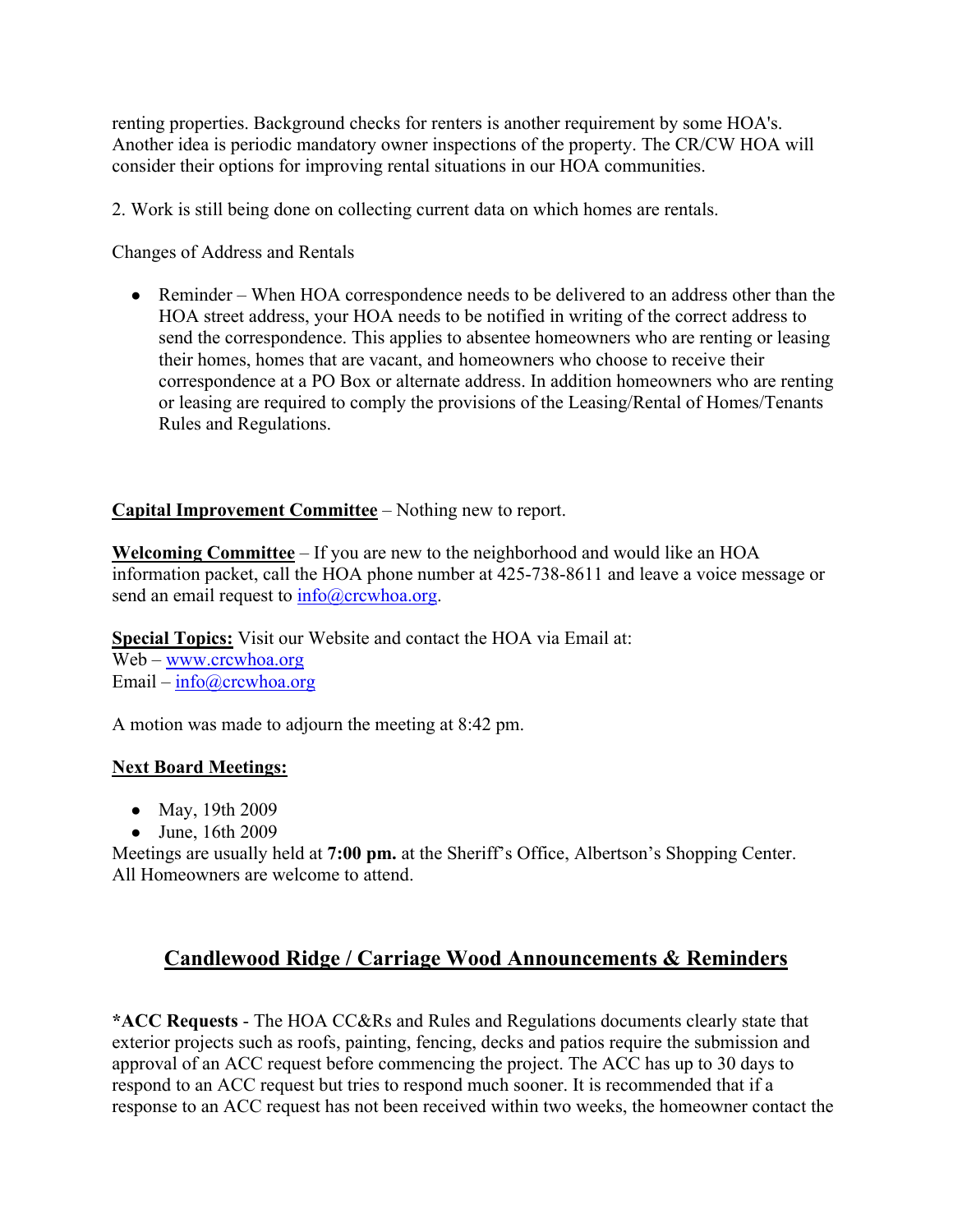renting properties. Background checks for renters is another requirement by some HOA's. Another idea is periodic mandatory owner inspections of the property. The CR/CW HOA will consider their options for improving rental situations in our HOA communities.

2. Work is still being done on collecting current data on which homes are rentals.

Changes of Address and Rentals

- Reminder – When HOA correspondence needs to be delivered to an address other than the HOA street address, your HOA needs to be notified in writing of the correct address to send the correspondence. This applies to absentee homeowners who are renting or leasing their homes, homes that are vacant, and homeowners who choose to receive their correspondence at a PO Box or alternate address. In addition homeowners who are renting or leasing are required to comply the provisions of the Leasing/Rental of Homes/Tenants Rules and Regulations.

**Capital Improvement Committee** – Nothing new to report.

**Welcoming Committee** – If you are new to the neighborhood and would like an HOA information packet, call the HOA phone number at 425-738-8611 and leave a voice message or send an email request to info@crcwhoa.org.

**Special Topics:** Visit our Website and contact the HOA via Email at:
Web – www.crcwhoa.org
Email – info@crcwhoa.org

A motion was made to adjourn the meeting at 8:42 pm.

**Next Board Meetings:**

- May, 19th 2009
- June, 16th 2009

Meetings are usually held at **7:00 pm.** at the Sheriff's Office, Albertson's Shopping Center. All Homeowners are welcome to attend.

## Candlewood Ridge / Carriage Wood Announcements & Reminders

***ACC Requests** - The HOA CC&Rs and Rules and Regulations documents clearly state that exterior projects such as roofs, painting, fencing, decks and patios require the submission and approval of an ACC request before commencing the project. The ACC has up to 30 days to respond to an ACC request but tries to respond much sooner. It is recommended that if a response to an ACC request has not been received within two weeks, the homeowner contact the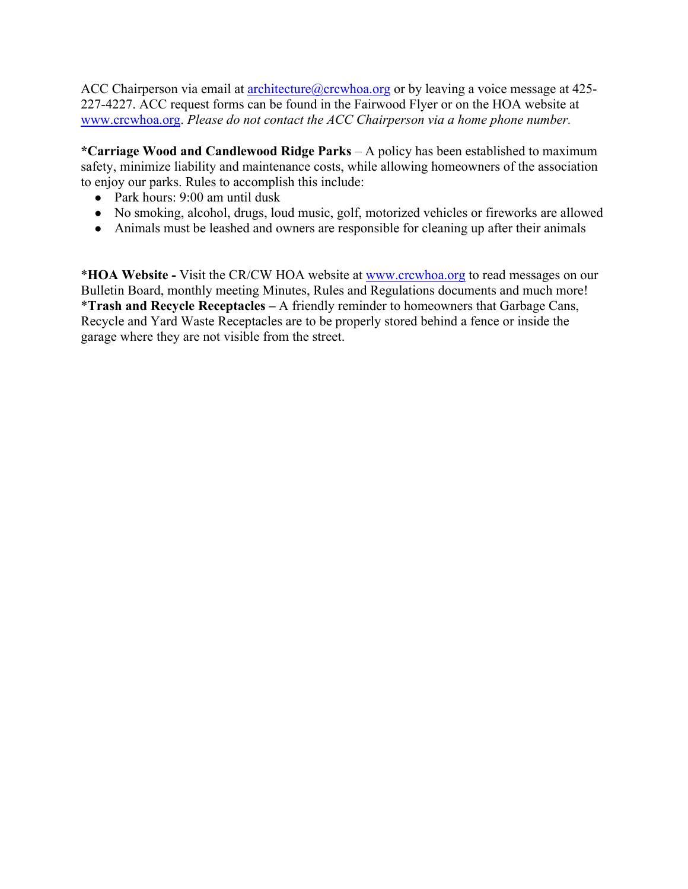ACC Chairperson via email at architecture@crcwhoa.org or by leaving a voice message at 425-227-4227. ACC request forms can be found in the Fairwood Flyer or on the HOA website at www.crcwhoa.org. *Please do not contact the ACC Chairperson via a home phone number.*

***Carriage Wood and Candlewood Ridge Parks** – A policy has been established to maximum safety, minimize liability and maintenance costs, while allowing homeowners of the association to enjoy our parks. Rules to accomplish this include:

- Park hours: 9:00 am until dusk
- No smoking, alcohol, drugs, loud music, golf, motorized vehicles or fireworks are allowed
- Animals must be leashed and owners are responsible for cleaning up after their animals

*__HOA Website -__ Visit the CR/CW HOA website at www.crcwhoa.org to read messages on our Bulletin Board, monthly meeting Minutes, Rules and Regulations documents and much more!
*__Trash and Recycle Receptacles –__ A friendly reminder to homeowners that Garbage Cans, Recycle and Yard Waste Receptacles are to be properly stored behind a fence or inside the garage where they are not visible from the street.